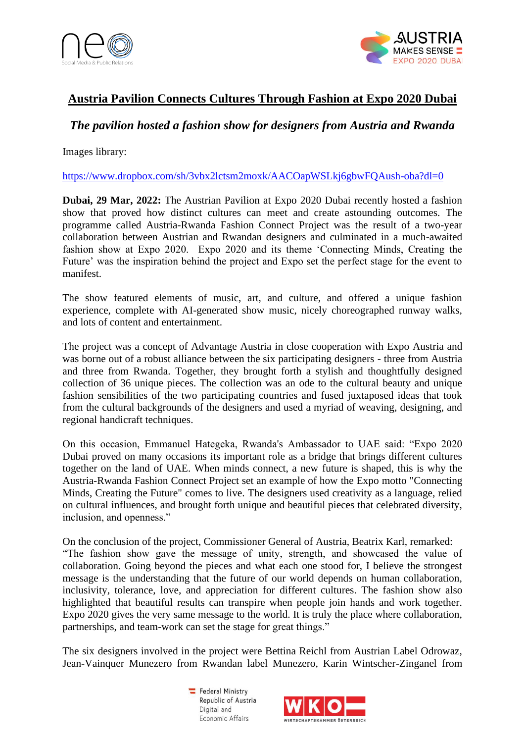# Austria Pavilion Connects Cultures Through Fashion at Expo 2020 Dubai

## *The pavilion hosted a fashion show for designers from Austria and Rwanda*

Images library:

https://www.dropbox.com/sh/3vbx2lctsm2moxk/AACOapWSLkj6gbwFQAush-oba?dl=0

**Dubai, 29 Mar, 2022:** The Austrian Pavilion at Expo 2020 Dubai recently hosted a fashion show that proved how distinct cultures can meet and create astounding outcomes. The programme called Austria-Rwanda Fashion Connect Project was the result of a two-year collaboration between Austrian and Rwandan designers and culminated in a much-awaited fashion show at Expo 2020. Expo 2020 and its theme 'Connecting Minds, Creating the Future' was the inspiration behind the project and Expo set the perfect stage for the event to manifest.

The show featured elements of music, art, and culture, and offered a unique fashion experience, complete with AI-generated show music, nicely choreographed runway walks, and lots of content and entertainment.

The project was a concept of Advantage Austria in close cooperation with Expo Austria and was borne out of a robust alliance between the six participating designers - three from Austria and three from Rwanda. Together, they brought forth a stylish and thoughtfully designed collection of 36 unique pieces. The collection was an ode to the cultural beauty and unique fashion sensibilities of the two participating countries and fused juxtaposed ideas that took from the cultural backgrounds of the designers and used a myriad of weaving, designing, and regional handicraft techniques.

On this occasion, Emmanuel Hategeka, Rwanda's Ambassador to UAE said: "Expo 2020 Dubai proved on many occasions its important role as a bridge that brings different cultures together on the land of UAE. When minds connect, a new future is shaped, this is why the Austria-Rwanda Fashion Connect Project set an example of how the Expo motto "Connecting Minds, Creating the Future" comes to live. The designers used creativity as a language, relied on cultural influences, and brought forth unique and beautiful pieces that celebrated diversity, inclusion, and openness."

On the conclusion of the project, Commissioner General of Austria, Beatrix Karl, remarked: "The fashion show gave the message of unity, strength, and showcased the value of collaboration. Going beyond the pieces and what each one stood for, I believe the strongest message is the understanding that the future of our world depends on human collaboration, inclusivity, tolerance, love, and appreciation for different cultures. The fashion show also highlighted that beautiful results can transpire when people join hands and work together. Expo 2020 gives the very same message to the world. It is truly the place where collaboration, partnerships, and team-work can set the stage for great things."

The six designers involved in the project were Bettina Reichl from Austrian Label Odrowaz, Jean-Vainquer Munezero from Rwandan label Munezero, Karin Wintscher-Zinganel from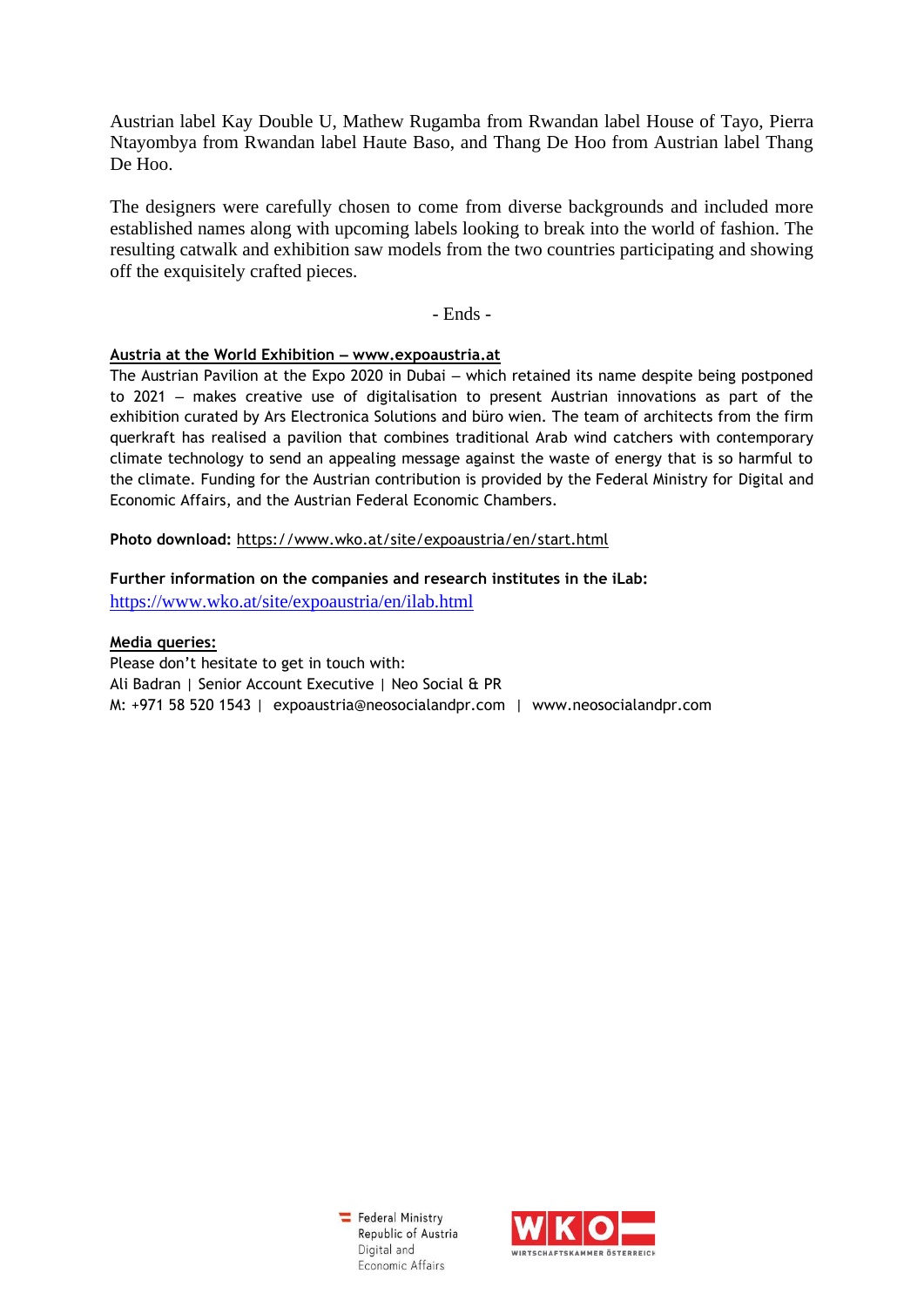Austrian label Kay Double U, Mathew Rugamba from Rwandan label House of Tayo, Pierra Ntayombya from Rwandan label Haute Baso, and Thang De Hoo from Austrian label Thang De Hoo.

The designers were carefully chosen to come from diverse backgrounds and included more established names along with upcoming labels looking to break into the world of fashion. The resulting catwalk and exhibition saw models from the two countries participating and showing off the exquisitely crafted pieces.

- Ends -

**Austria at the World Exhibition – www.expoaustria.at**

The Austrian Pavilion at the Expo 2020 in Dubai – which retained its name despite being postponed to 2021 – makes creative use of digitalisation to present Austrian innovations as part of the exhibition curated by Ars Electronica Solutions and büro wien. The team of architects from the firm querkraft has realised a pavilion that combines traditional Arab wind catchers with contemporary climate technology to send an appealing message against the waste of energy that is so harmful to the climate. Funding for the Austrian contribution is provided by the Federal Ministry for Digital and Economic Affairs, and the Austrian Federal Economic Chambers.

**Photo download:** https://www.wko.at/site/expoaustria/en/start.html

**Further information on the companies and research institutes in the iLab:**
https://www.wko.at/site/expoaustria/en/ilab.html

**Media queries:**

Please don't hesitate to get in touch with:
Ali Badran | Senior Account Executive | Neo Social & PR
M: +971 58 520 1543 | expoaustria@neosocialandpr.com | www.neosocialandpr.com

Federal Ministry
Republic of Austria
Digital and
Economic Affairs

WKO
WIRTSCHAFTSKAMMER ÖSTERREICH